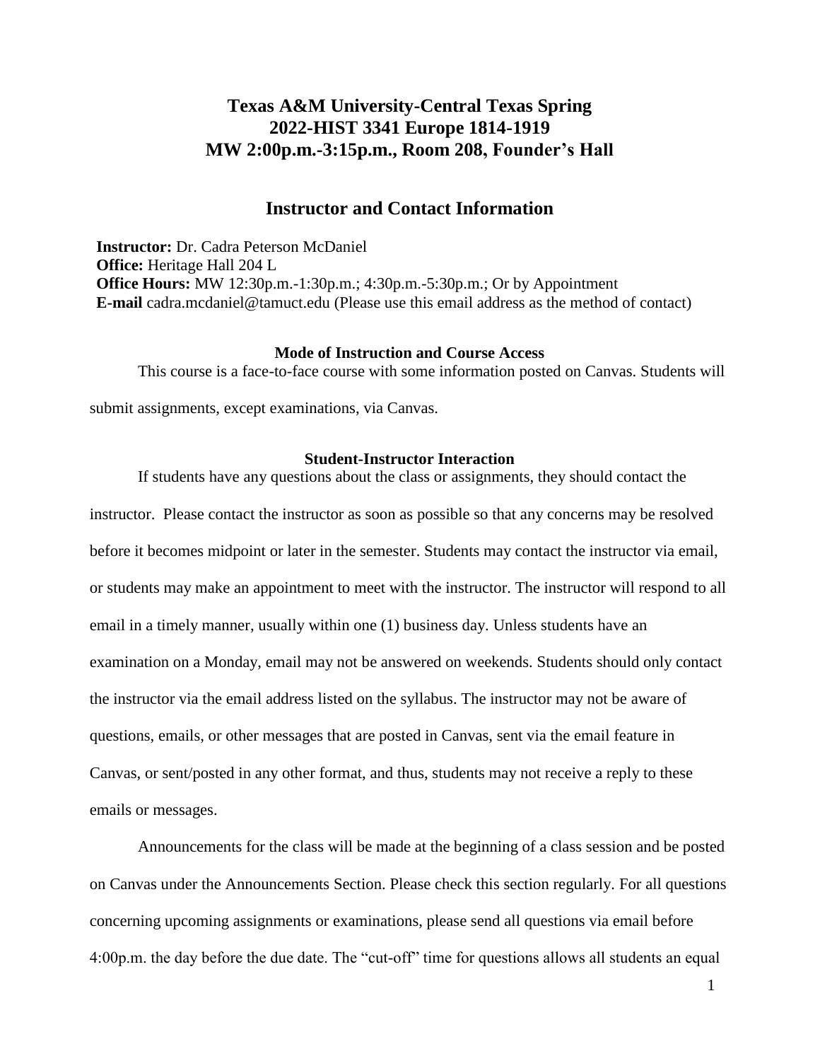# Texas A&M University-Central Texas Spring 2022-HIST 3341 Europe 1814-1919 MW 2:00p.m.-3:15p.m., Room 208, Founder's Hall

## Instructor and Contact Information

**Instructor:** Dr. Cadra Peterson McDaniel
**Office:** Heritage Hall 204 L
**Office Hours:** MW 12:30p.m.-1:30p.m.; 4:30p.m.-5:30p.m.; Or by Appointment
**E-mail** cadra.mcdaniel@tamuct.edu (Please use this email address as the method of contact)

### Mode of Instruction and Course Access

This course is a face-to-face course with some information posted on Canvas. Students will submit assignments, except examinations, via Canvas.

### Student-Instructor Interaction

If students have any questions about the class or assignments, they should contact the instructor. Please contact the instructor as soon as possible so that any concerns may be resolved before it becomes midpoint or later in the semester. Students may contact the instructor via email, or students may make an appointment to meet with the instructor. The instructor will respond to all email in a timely manner, usually within one (1) business day. Unless students have an examination on a Monday, email may not be answered on weekends. Students should only contact the instructor via the email address listed on the syllabus. The instructor may not be aware of questions, emails, or other messages that are posted in Canvas, sent via the email feature in Canvas, or sent/posted in any other format, and thus, students may not receive a reply to these emails or messages.

Announcements for the class will be made at the beginning of a class session and be posted on Canvas under the Announcements Section. Please check this section regularly. For all questions concerning upcoming assignments or examinations, please send all questions via email before 4:00p.m. the day before the due date. The "cut-off" time for questions allows all students an equal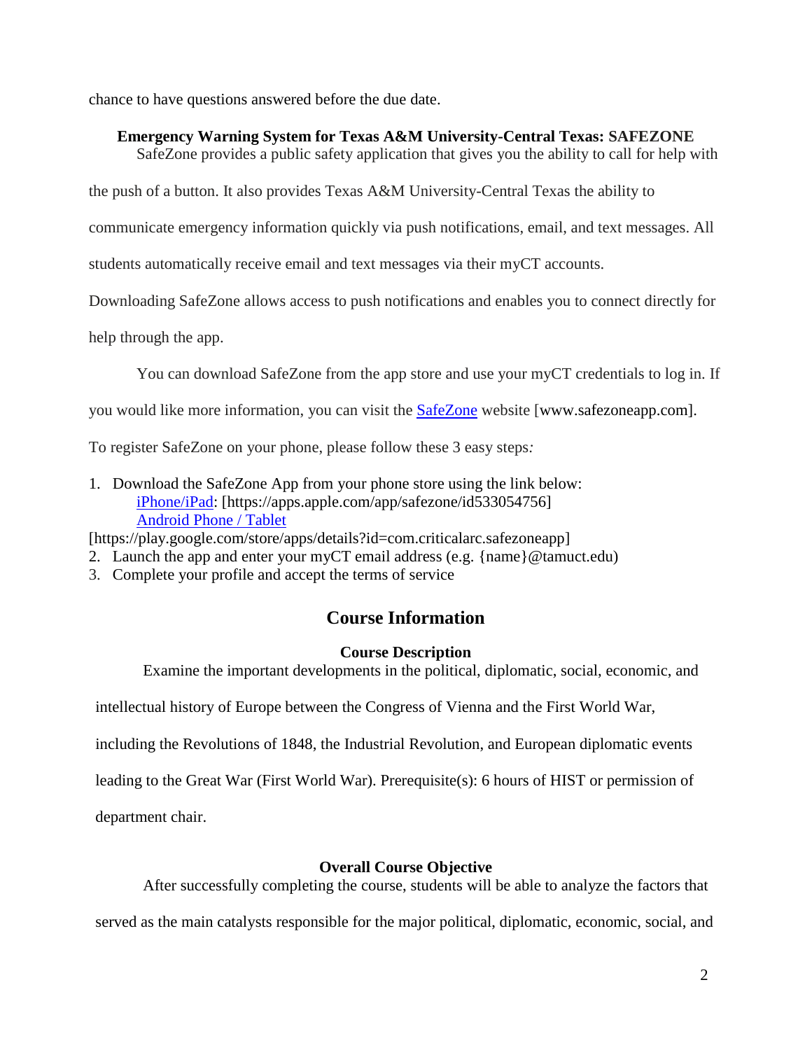chance to have questions answered before the due date.

### Emergency Warning System for Texas A&M University-Central Texas: SAFEZONE

SafeZone provides a public safety application that gives you the ability to call for help with the push of a button. It also provides Texas A&M University-Central Texas the ability to communicate emergency information quickly via push notifications, email, and text messages. All students automatically receive email and text messages via their myCT accounts. Downloading SafeZone allows access to push notifications and enables you to connect directly for help through the app.

You can download SafeZone from the app store and use your myCT credentials to log in. If you would like more information, you can visit the SafeZone website [www.safezoneapp.com].

To register SafeZone on your phone, please follow these 3 easy steps*:*

1. Download the SafeZone App from your phone store using the link below:
   iPhone/iPad: [https://apps.apple.com/app/safezone/id533054756]
   Android Phone / Tablet
   [https://play.google.com/store/apps/details?id=com.criticalarc.safezoneapp]
2. Launch the app and enter your myCT email address (e.g. {name}@tamuct.edu)
3. Complete your profile and accept the terms of service

## Course Information

### Course Description

Examine the important developments in the political, diplomatic, social, economic, and intellectual history of Europe between the Congress of Vienna and the First World War, including the Revolutions of 1848, the Industrial Revolution, and European diplomatic events leading to the Great War (First World War). Prerequisite(s): 6 hours of HIST or permission of department chair.

### Overall Course Objective

After successfully completing the course, students will be able to analyze the factors that served as the main catalysts responsible for the major political, diplomatic, economic, social, and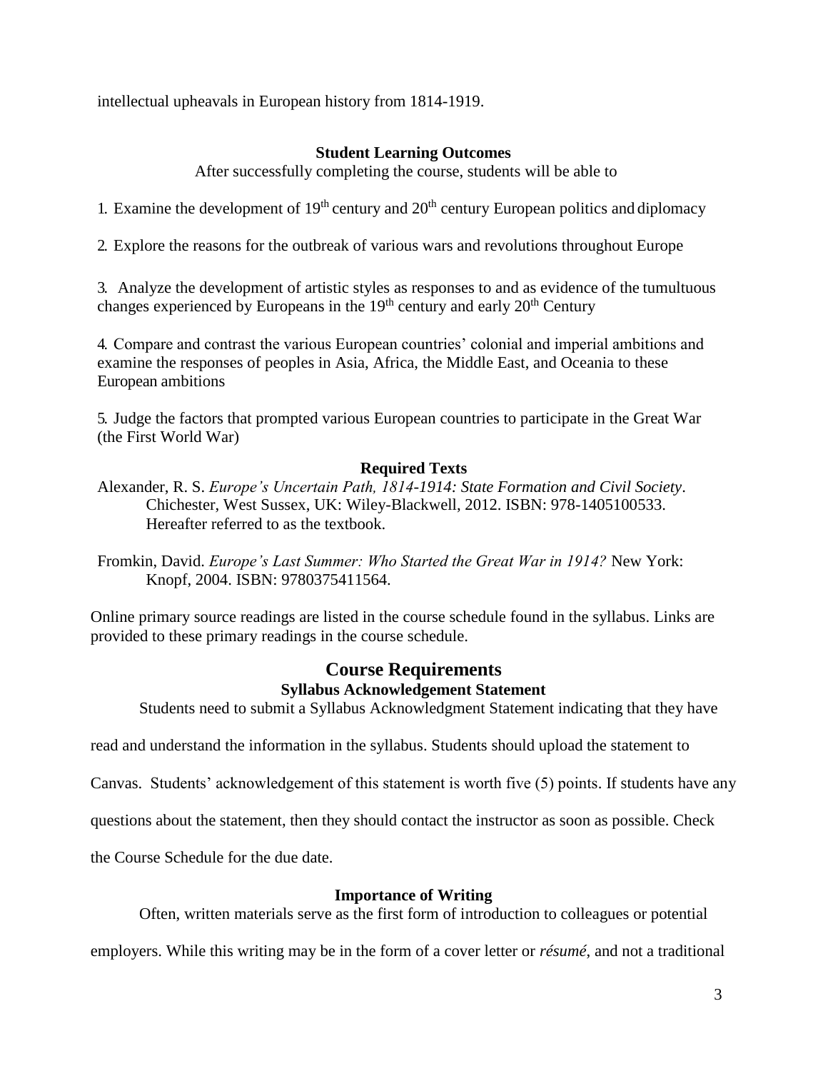intellectual upheavals in European history from 1814-1919.

### Student Learning Outcomes

After successfully completing the course, students will be able to

1. Examine the development of 19th century and 20th century European politics and diplomacy

2. Explore the reasons for the outbreak of various wars and revolutions throughout Europe

3. Analyze the development of artistic styles as responses to and as evidence of the tumultuous changes experienced by Europeans in the 19th century and early 20th Century

4. Compare and contrast the various European countries' colonial and imperial ambitions and examine the responses of peoples in Asia, Africa, the Middle East, and Oceania to these European ambitions

5. Judge the factors that prompted various European countries to participate in the Great War (the First World War)

### Required Texts

Alexander, R. S. *Europe's Uncertain Path, 1814-1914: State Formation and Civil Society*. Chichester, West Sussex, UK: Wiley-Blackwell, 2012. ISBN: 978-1405100533. Hereafter referred to as the textbook.

Fromkin, David. *Europe's Last Summer: Who Started the Great War in 1914?* New York: Knopf, 2004. ISBN: 9780375411564.

Online primary source readings are listed in the course schedule found in the syllabus. Links are provided to these primary readings in the course schedule.

## Course Requirements

### Syllabus Acknowledgement Statement

Students need to submit a Syllabus Acknowledgment Statement indicating that they have read and understand the information in the syllabus. Students should upload the statement to Canvas. Students' acknowledgement of this statement is worth five (5) points. If students have any questions about the statement, then they should contact the instructor as soon as possible. Check the Course Schedule for the due date.

### Importance of Writing

Often, written materials serve as the first form of introduction to colleagues or potential employers. While this writing may be in the form of a cover letter or *résumé*, and not a traditional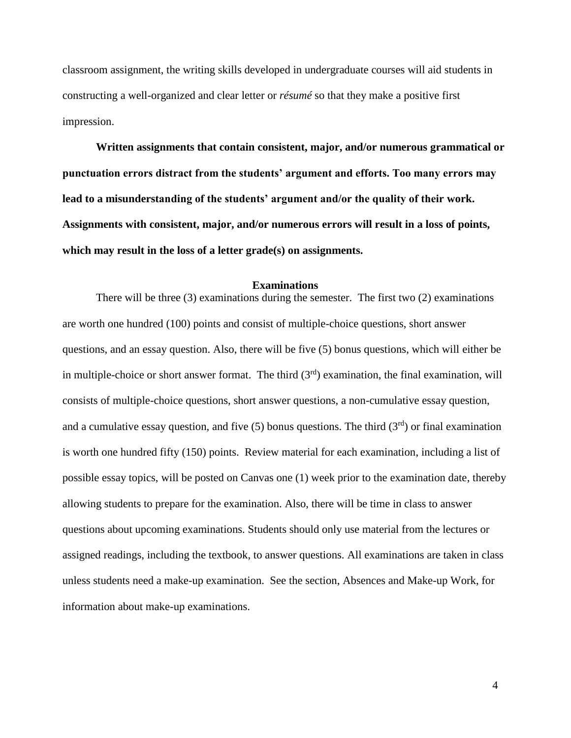classroom assignment, the writing skills developed in undergraduate courses will aid students in constructing a well-organized and clear letter or *résumé* so that they make a positive first impression.

**Written assignments that contain consistent, major, and/or numerous grammatical or punctuation errors distract from the students' argument and efforts. Too many errors may lead to a misunderstanding of the students' argument and/or the quality of their work. Assignments with consistent, major, and/or numerous errors will result in a loss of points, which may result in the loss of a letter grade(s) on assignments.**

## Examinations

There will be three (3) examinations during the semester. The first two (2) examinations are worth one hundred (100) points and consist of multiple-choice questions, short answer questions, and an essay question. Also, there will be five (5) bonus questions, which will either be in multiple-choice or short answer format. The third (3rd) examination, the final examination, will consists of multiple-choice questions, short answer questions, a non-cumulative essay question, and a cumulative essay question, and five (5) bonus questions. The third (3rd) or final examination is worth one hundred fifty (150) points. Review material for each examination, including a list of possible essay topics, will be posted on Canvas one (1) week prior to the examination date, thereby allowing students to prepare for the examination. Also, there will be time in class to answer questions about upcoming examinations. Students should only use material from the lectures or assigned readings, including the textbook, to answer questions. All examinations are taken in class unless students need a make-up examination. See the section, Absences and Make-up Work, for information about make-up examinations.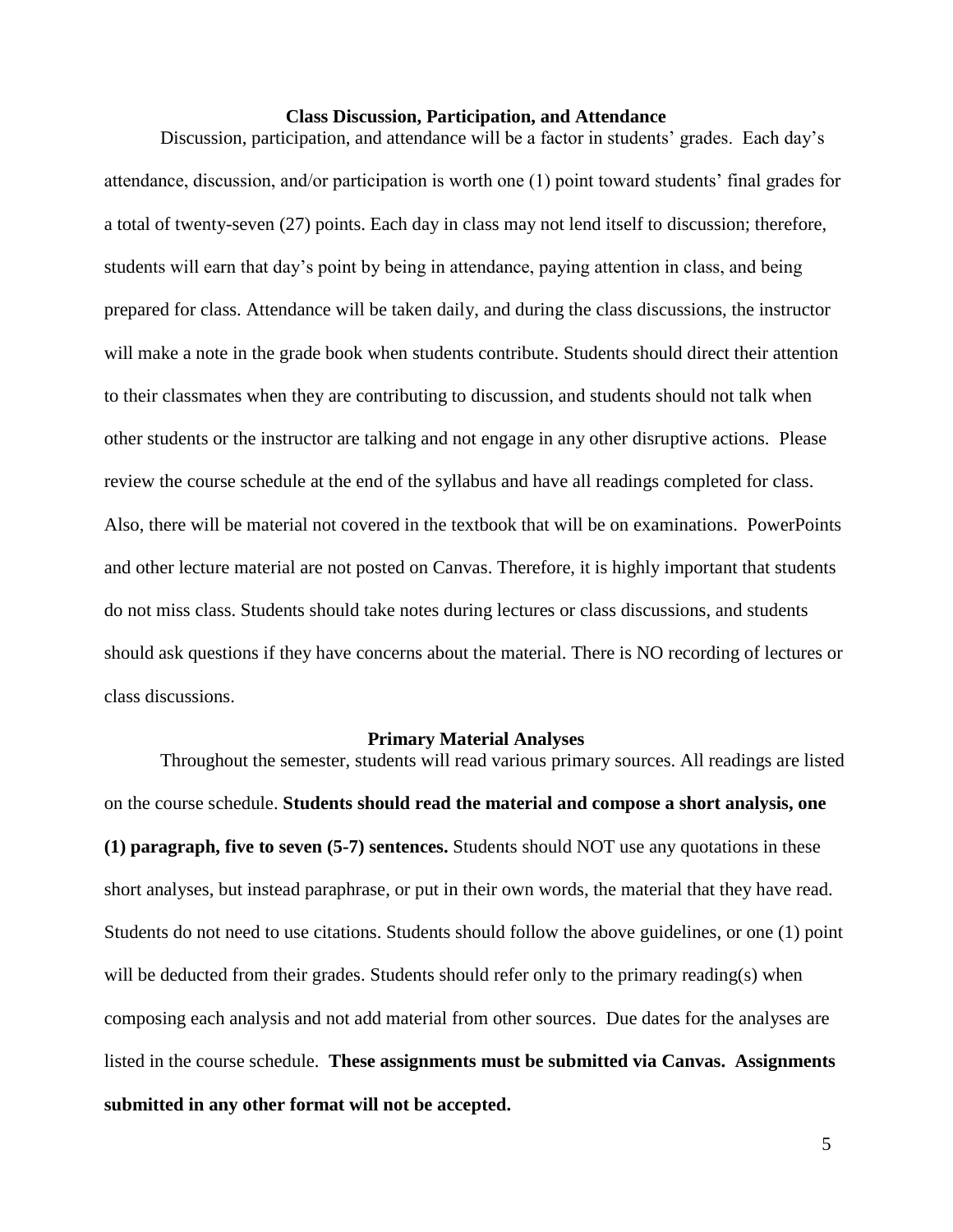## Class Discussion, Participation, and Attendance

Discussion, participation, and attendance will be a factor in students' grades. Each day's attendance, discussion, and/or participation is worth one (1) point toward students' final grades for a total of twenty-seven (27) points. Each day in class may not lend itself to discussion; therefore, students will earn that day's point by being in attendance, paying attention in class, and being prepared for class. Attendance will be taken daily, and during the class discussions, the instructor will make a note in the grade book when students contribute. Students should direct their attention to their classmates when they are contributing to discussion, and students should not talk when other students or the instructor are talking and not engage in any other disruptive actions. Please review the course schedule at the end of the syllabus and have all readings completed for class. Also, there will be material not covered in the textbook that will be on examinations. PowerPoints and other lecture material are not posted on Canvas. Therefore, it is highly important that students do not miss class. Students should take notes during lectures or class discussions, and students should ask questions if they have concerns about the material. There is NO recording of lectures or class discussions.

## Primary Material Analyses

Throughout the semester, students will read various primary sources. All readings are listed on the course schedule. **Students should read the material and compose a short analysis, one (1) paragraph, five to seven (5-7) sentences.** Students should NOT use any quotations in these short analyses, but instead paraphrase, or put in their own words, the material that they have read. Students do not need to use citations. Students should follow the above guidelines, or one (1) point will be deducted from their grades. Students should refer only to the primary reading(s) when composing each analysis and not add material from other sources. Due dates for the analyses are listed in the course schedule. **These assignments must be submitted via Canvas. Assignments submitted in any other format will not be accepted.**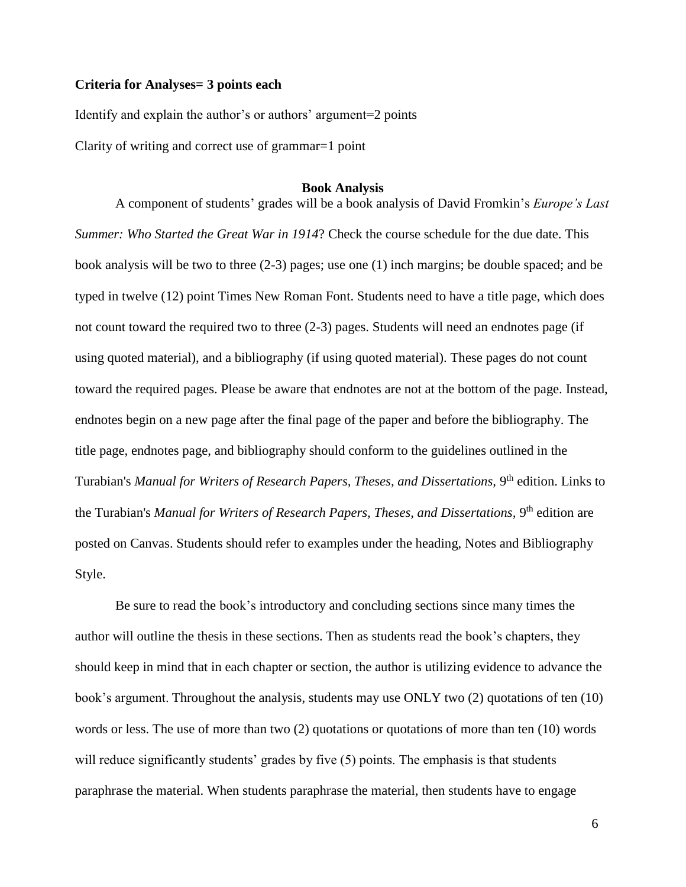**Criteria for Analyses= 3 points each**

Identify and explain the author's or authors' argument=2 points

Clarity of writing and correct use of grammar=1 point

## Book Analysis

A component of students' grades will be a book analysis of David Fromkin's *Europe's Last Summer: Who Started the Great War in 1914*? Check the course schedule for the due date. This book analysis will be two to three (2-3) pages; use one (1) inch margins; be double spaced; and be typed in twelve (12) point Times New Roman Font. Students need to have a title page, which does not count toward the required two to three (2-3) pages. Students will need an endnotes page (if using quoted material), and a bibliography (if using quoted material). These pages do not count toward the required pages. Please be aware that endnotes are not at the bottom of the page. Instead, endnotes begin on a new page after the final page of the paper and before the bibliography. The title page, endnotes page, and bibliography should conform to the guidelines outlined in the Turabian's *Manual for Writers of Research Papers, Theses, and Dissertations*, 9th edition. Links to the Turabian's *Manual for Writers of Research Papers, Theses, and Dissertations*, 9th edition are posted on Canvas. Students should refer to examples under the heading, Notes and Bibliography Style.

Be sure to read the book's introductory and concluding sections since many times the author will outline the thesis in these sections. Then as students read the book's chapters, they should keep in mind that in each chapter or section, the author is utilizing evidence to advance the book's argument. Throughout the analysis, students may use ONLY two (2) quotations of ten (10) words or less. The use of more than two (2) quotations or quotations of more than ten (10) words will reduce significantly students' grades by five (5) points. The emphasis is that students paraphrase the material. When students paraphrase the material, then students have to engage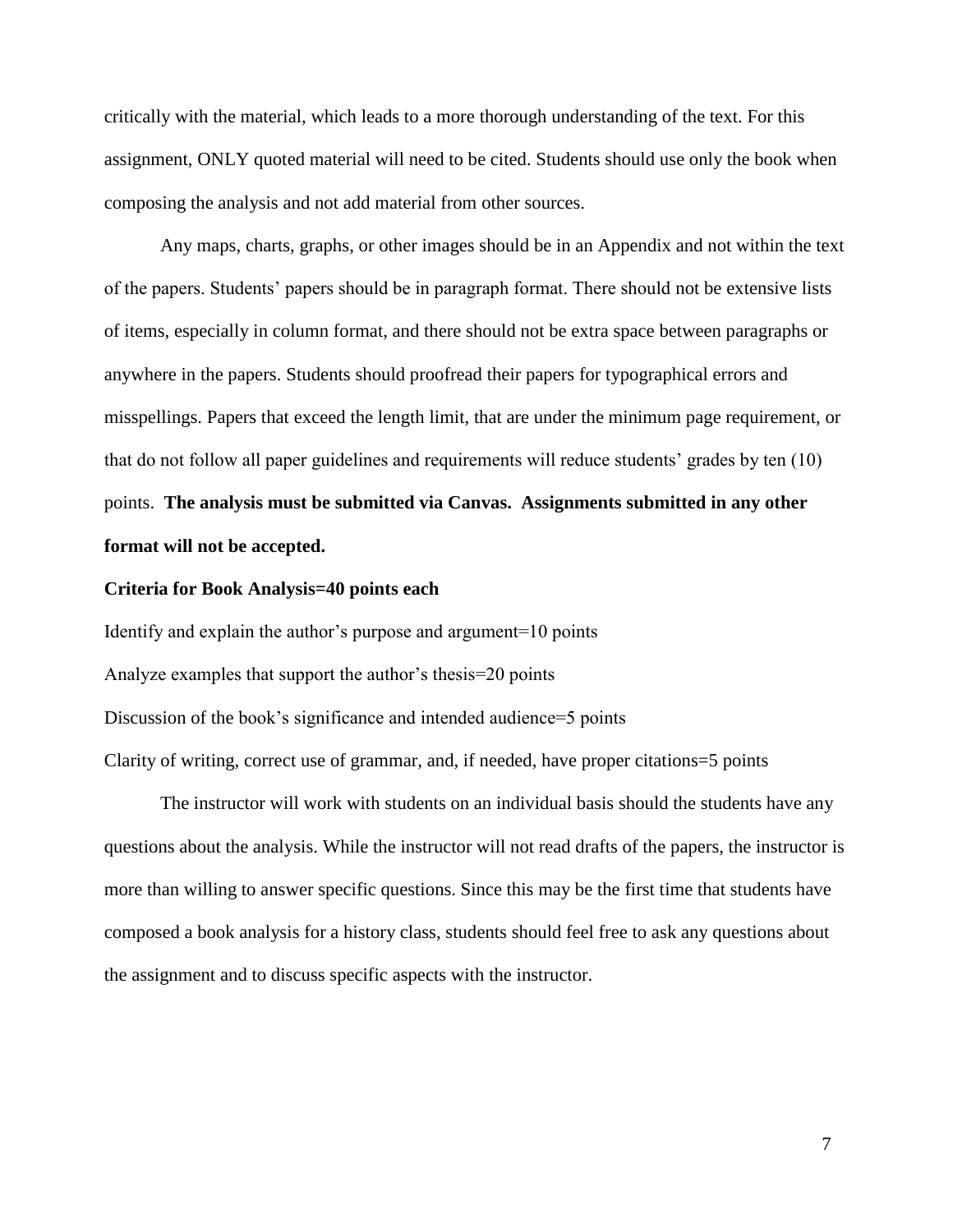critically with the material, which leads to a more thorough understanding of the text. For this assignment, ONLY quoted material will need to be cited. Students should use only the book when composing the analysis and not add material from other sources.

Any maps, charts, graphs, or other images should be in an Appendix and not within the text of the papers. Students' papers should be in paragraph format. There should not be extensive lists of items, especially in column format, and there should not be extra space between paragraphs or anywhere in the papers. Students should proofread their papers for typographical errors and misspellings. Papers that exceed the length limit, that are under the minimum page requirement, or that do not follow all paper guidelines and requirements will reduce students' grades by ten (10) points. **The analysis must be submitted via Canvas. Assignments submitted in any other format will not be accepted.**

**Criteria for Book Analysis=40 points each**

Identify and explain the author's purpose and argument=10 points

Analyze examples that support the author's thesis=20 points

Discussion of the book's significance and intended audience=5 points

Clarity of writing, correct use of grammar, and, if needed, have proper citations=5 points

The instructor will work with students on an individual basis should the students have any questions about the analysis. While the instructor will not read drafts of the papers, the instructor is more than willing to answer specific questions. Since this may be the first time that students have composed a book analysis for a history class, students should feel free to ask any questions about the assignment and to discuss specific aspects with the instructor.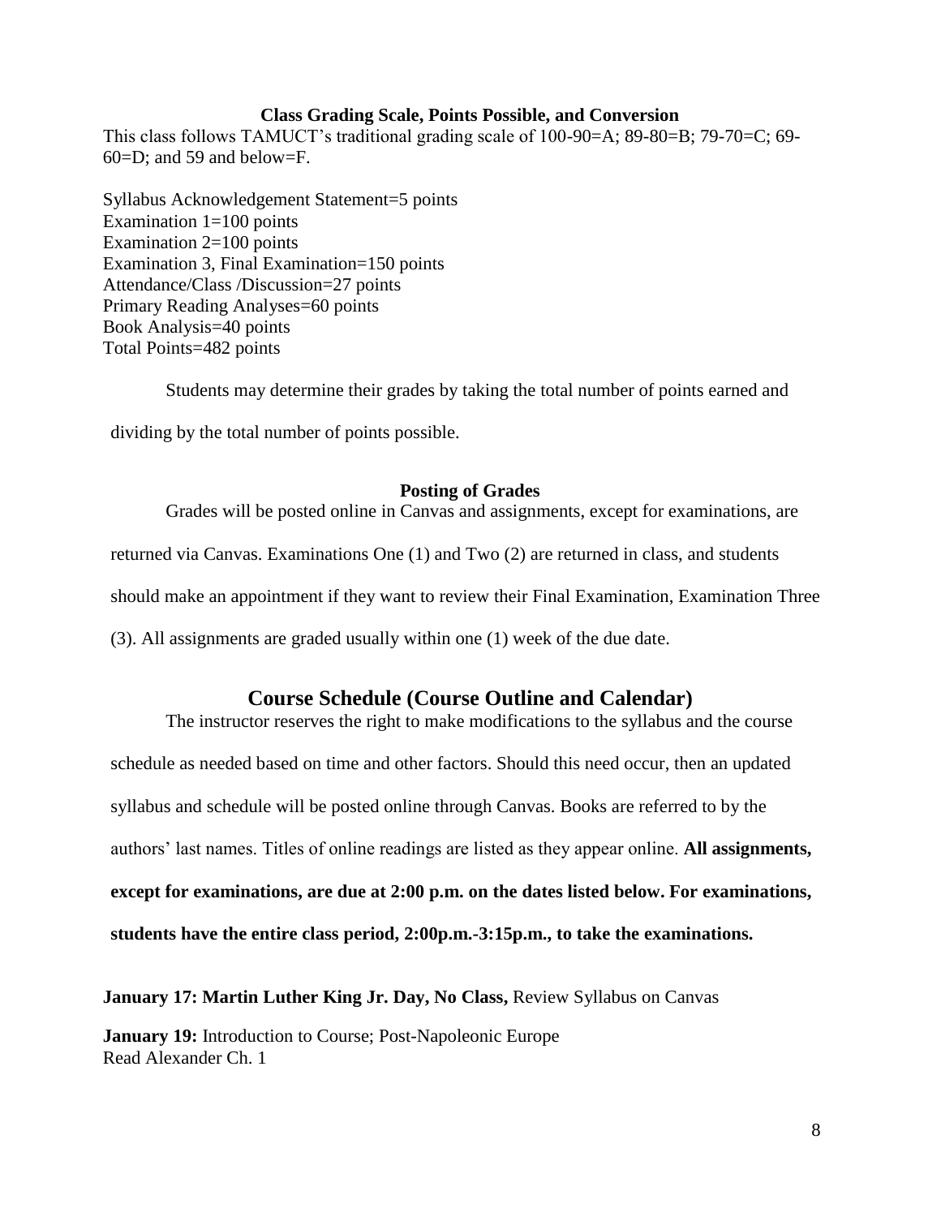### Class Grading Scale, Points Possible, and Conversion

This class follows TAMUCT's traditional grading scale of 100-90=A; 89-80=B; 79-70=C; 69-60=D; and 59 and below=F.

Syllabus Acknowledgement Statement=5 points
Examination 1=100 points
Examination 2=100 points
Examination 3, Final Examination=150 points
Attendance/Class /Discussion=27 points
Primary Reading Analyses=60 points
Book Analysis=40 points
Total Points=482 points

Students may determine their grades by taking the total number of points earned and dividing by the total number of points possible.

### Posting of Grades

Grades will be posted online in Canvas and assignments, except for examinations, are returned via Canvas. Examinations One (1) and Two (2) are returned in class, and students should make an appointment if they want to review their Final Examination, Examination Three (3). All assignments are graded usually within one (1) week of the due date.

## Course Schedule (Course Outline and Calendar)

The instructor reserves the right to make modifications to the syllabus and the course schedule as needed based on time and other factors. Should this need occur, then an updated syllabus and schedule will be posted online through Canvas. Books are referred to by the authors' last names. Titles of online readings are listed as they appear online. **All assignments, except for examinations, are due at 2:00 p.m. on the dates listed below. For examinations, students have the entire class period, 2:00p.m.-3:15p.m., to take the examinations.**

**January 17: Martin Luther King Jr. Day, No Class,** Review Syllabus on Canvas

**January 19:** Introduction to Course; Post-Napoleonic Europe
Read Alexander Ch. 1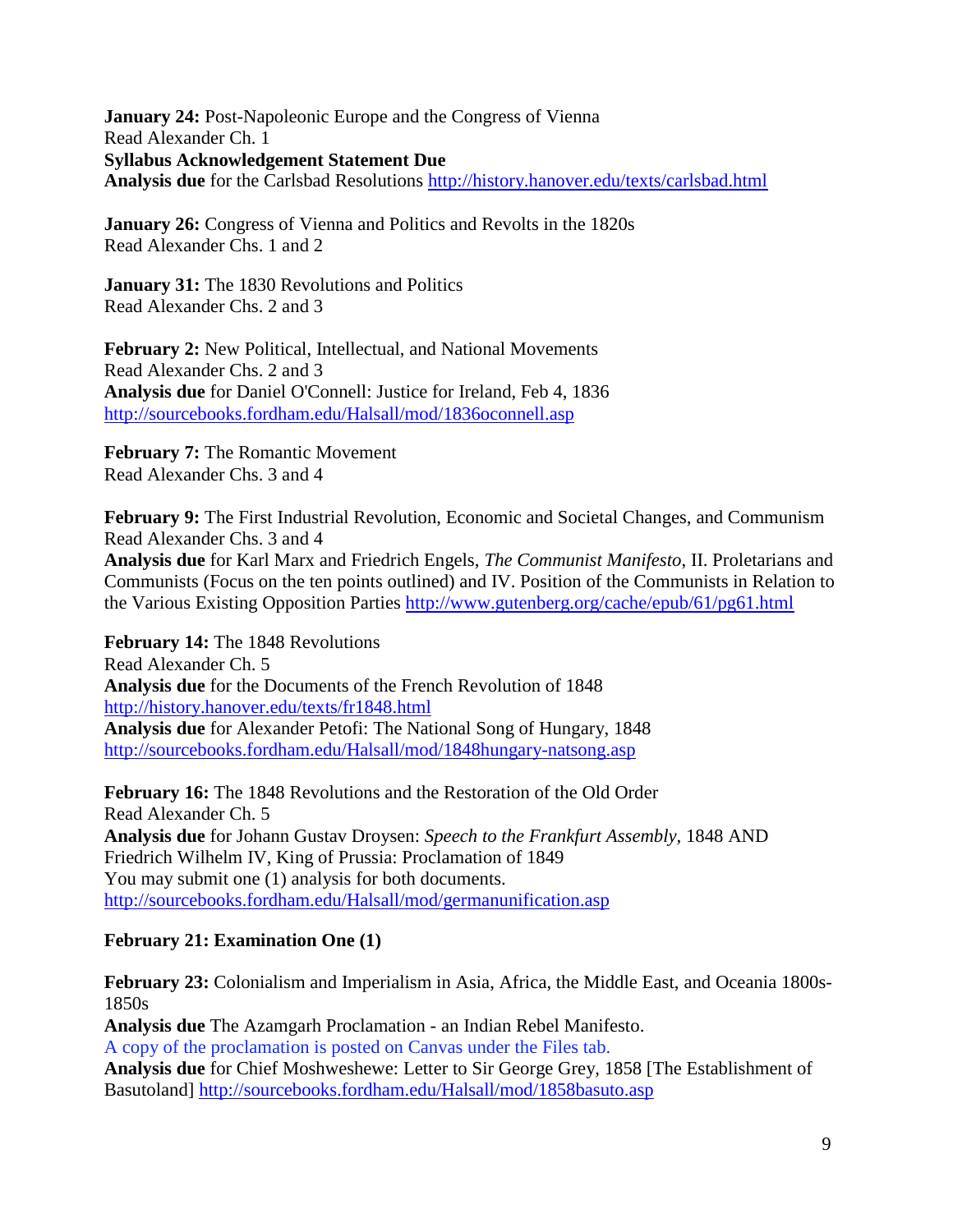**January 24:** Post-Napoleonic Europe and the Congress of Vienna
Read Alexander Ch. 1
**Syllabus Acknowledgement Statement Due**
**Analysis due** for the Carlsbad Resolutions http://history.hanover.edu/texts/carlsbad.html

**January 26:** Congress of Vienna and Politics and Revolts in the 1820s
Read Alexander Chs. 1 and 2

**January 31:** The 1830 Revolutions and Politics
Read Alexander Chs. 2 and 3

**February 2:** New Political, Intellectual, and National Movements
Read Alexander Chs. 2 and 3
**Analysis due** for Daniel O'Connell: Justice for Ireland, Feb 4, 1836
http://sourcebooks.fordham.edu/Halsall/mod/1836oconnell.asp

**February 7:** The Romantic Movement
Read Alexander Chs. 3 and 4

**February 9:** The First Industrial Revolution, Economic and Societal Changes, and Communism
Read Alexander Chs. 3 and 4
**Analysis due** for Karl Marx and Friedrich Engels, *The Communist Manifesto*, II. Proletarians and Communists (Focus on the ten points outlined) and IV. Position of the Communists in Relation to the Various Existing Opposition Parties http://www.gutenberg.org/cache/epub/61/pg61.html

**February 14:** The 1848 Revolutions
Read Alexander Ch. 5
**Analysis due** for the Documents of the French Revolution of 1848
http://history.hanover.edu/texts/fr1848.html
**Analysis due** for Alexander Petofi: The National Song of Hungary, 1848
http://sourcebooks.fordham.edu/Halsall/mod/1848hungary-natsong.asp

**February 16:** The 1848 Revolutions and the Restoration of the Old Order
Read Alexander Ch. 5
**Analysis due** for Johann Gustav Droysen: *Speech to the Frankfurt Assembly*, 1848 AND Friedrich Wilhelm IV, King of Prussia: Proclamation of 1849
You may submit one (1) analysis for both documents.
http://sourcebooks.fordham.edu/Halsall/mod/germanunification.asp

**February 21: Examination One (1)**

**February 23:** Colonialism and Imperialism in Asia, Africa, the Middle East, and Oceania 1800s-1850s
**Analysis due** The Azamgarh Proclamation - an Indian Rebel Manifesto.
A copy of the proclamation is posted on Canvas under the Files tab.
**Analysis due** for Chief Moshweshewe: Letter to Sir George Grey, 1858 [The Establishment of Basutoland] http://sourcebooks.fordham.edu/Halsall/mod/1858basuto.asp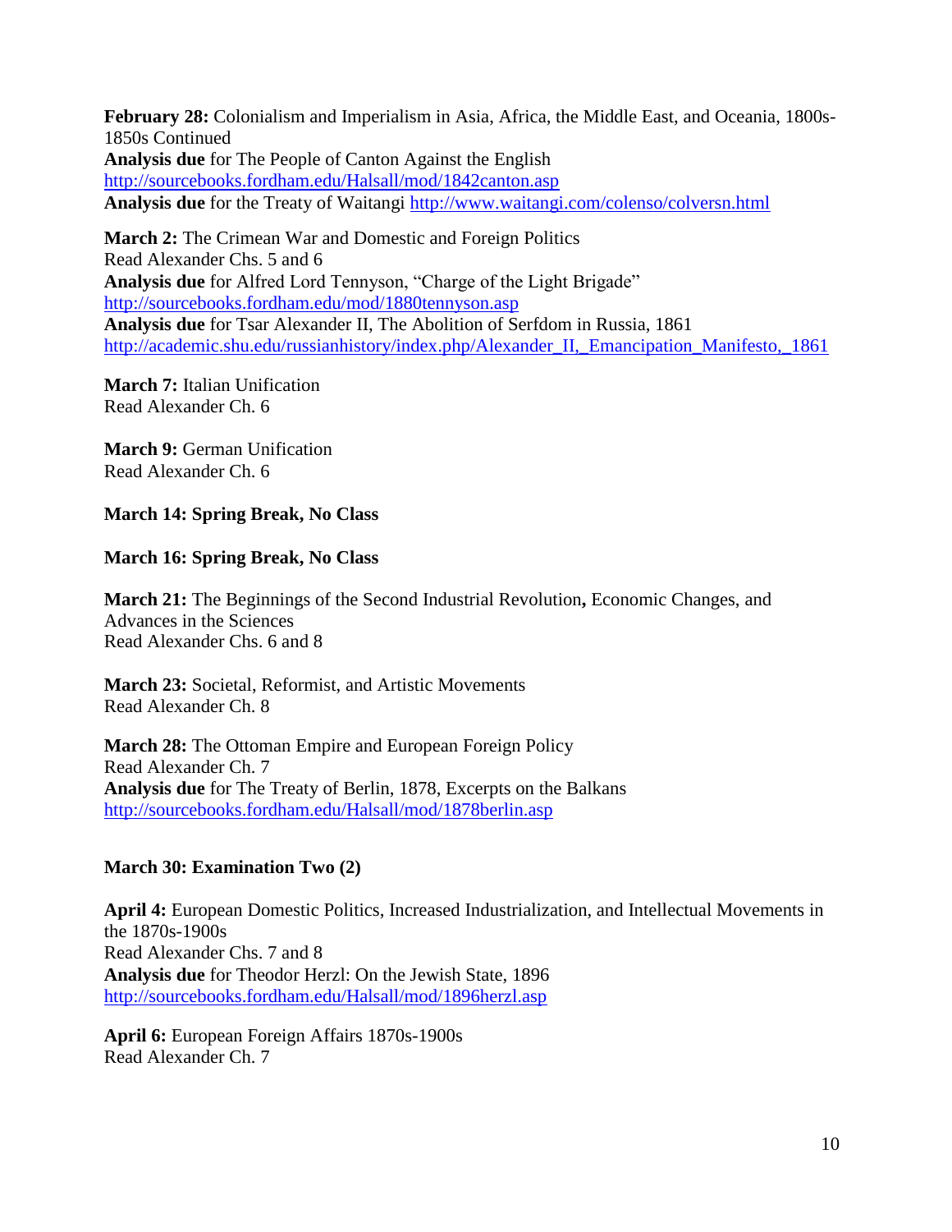**February 28:** Colonialism and Imperialism in Asia, Africa, the Middle East, and Oceania, 1800s-1850s Continued
**Analysis due** for The People of Canton Against the English
http://sourcebooks.fordham.edu/Halsall/mod/1842canton.asp
**Analysis due** for the Treaty of Waitangi http://www.waitangi.com/colenso/colversn.html

**March 2:** The Crimean War and Domestic and Foreign Politics
Read Alexander Chs. 5 and 6
**Analysis due** for Alfred Lord Tennyson, "Charge of the Light Brigade"
http://sourcebooks.fordham.edu/mod/1880tennyson.asp
**Analysis due** for Tsar Alexander II, The Abolition of Serfdom in Russia, 1861
http://academic.shu.edu/russianhistory/index.php/Alexander_II,_Emancipation_Manifesto,_1861

**March 7:** Italian Unification
Read Alexander Ch. 6

**March 9:** German Unification
Read Alexander Ch. 6

**March 14: Spring Break, No Class**

**March 16: Spring Break, No Class**

**March 21:** The Beginnings of the Second Industrial Revolution**,** Economic Changes, and Advances in the Sciences
Read Alexander Chs. 6 and 8

**March 23:** Societal, Reformist, and Artistic Movements
Read Alexander Ch. 8

**March 28:** The Ottoman Empire and European Foreign Policy
Read Alexander Ch. 7
**Analysis due** for The Treaty of Berlin, 1878, Excerpts on the Balkans
http://sourcebooks.fordham.edu/Halsall/mod/1878berlin.asp

**March 30: Examination Two (2)**

**April 4:** European Domestic Politics, Increased Industrialization, and Intellectual Movements in the 1870s-1900s
Read Alexander Chs. 7 and 8
**Analysis due** for Theodor Herzl: On the Jewish State, 1896
http://sourcebooks.fordham.edu/Halsall/mod/1896herzl.asp

**April 6:** European Foreign Affairs 1870s-1900s
Read Alexander Ch. 7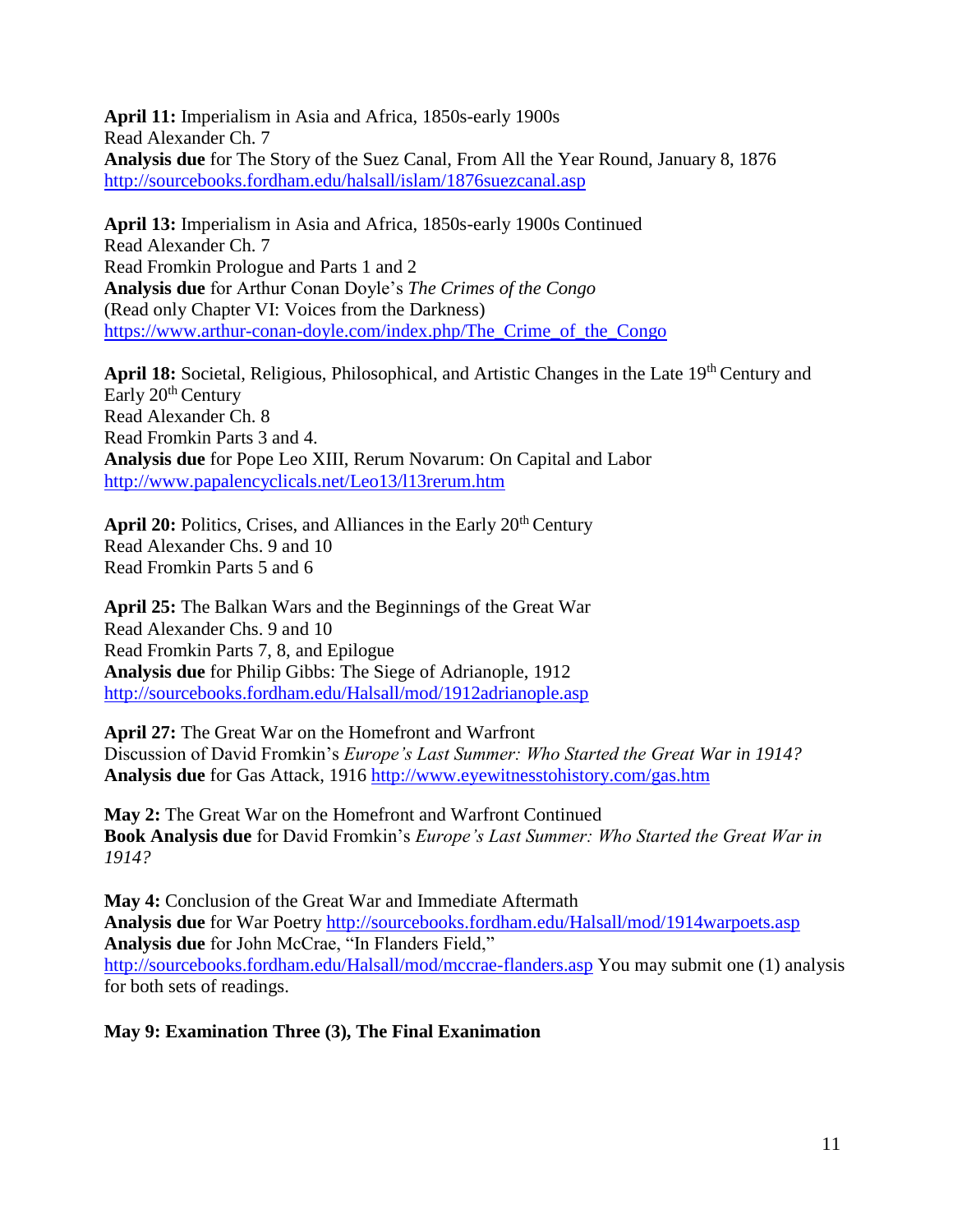**April 11:** Imperialism in Asia and Africa, 1850s-early 1900s
Read Alexander Ch. 7
**Analysis due** for The Story of the Suez Canal, From All the Year Round, January 8, 1876
http://sourcebooks.fordham.edu/halsall/islam/1876suezcanal.asp

**April 13:** Imperialism in Asia and Africa, 1850s-early 1900s Continued
Read Alexander Ch. 7
Read Fromkin Prologue and Parts 1 and 2
**Analysis due** for Arthur Conan Doyle's *The Crimes of the Congo*
(Read only Chapter VI: Voices from the Darkness)
https://www.arthur-conan-doyle.com/index.php/The_Crime_of_the_Congo

**April 18:** Societal, Religious, Philosophical, and Artistic Changes in the Late 19th Century and Early 20th Century
Read Alexander Ch. 8
Read Fromkin Parts 3 and 4.
**Analysis due** for Pope Leo XIII, Rerum Novarum: On Capital and Labor
http://www.papalencyclicals.net/Leo13/l13rerum.htm

**April 20:** Politics, Crises, and Alliances in the Early 20th Century
Read Alexander Chs. 9 and 10
Read Fromkin Parts 5 and 6

**April 25:** The Balkan Wars and the Beginnings of the Great War
Read Alexander Chs. 9 and 10
Read Fromkin Parts 7, 8, and Epilogue
**Analysis due** for Philip Gibbs: The Siege of Adrianople, 1912
http://sourcebooks.fordham.edu/Halsall/mod/1912adrianople.asp

**April 27:** The Great War on the Homefront and Warfront
Discussion of David Fromkin's *Europe's Last Summer: Who Started the Great War in 1914?*
**Analysis due** for Gas Attack, 1916 http://www.eyewitnesstohistory.com/gas.htm

**May 2:** The Great War on the Homefront and Warfront Continued
**Book Analysis due** for David Fromkin's *Europe's Last Summer: Who Started the Great War in 1914?*

**May 4:** Conclusion of the Great War and Immediate Aftermath
**Analysis due** for War Poetry http://sourcebooks.fordham.edu/Halsall/mod/1914warpoets.asp
**Analysis due** for John McCrae, "In Flanders Field,"
http://sourcebooks.fordham.edu/Halsall/mod/mccrae-flanders.asp You may submit one (1) analysis for both sets of readings.

**May 9: Examination Three (3), The Final Exanimation**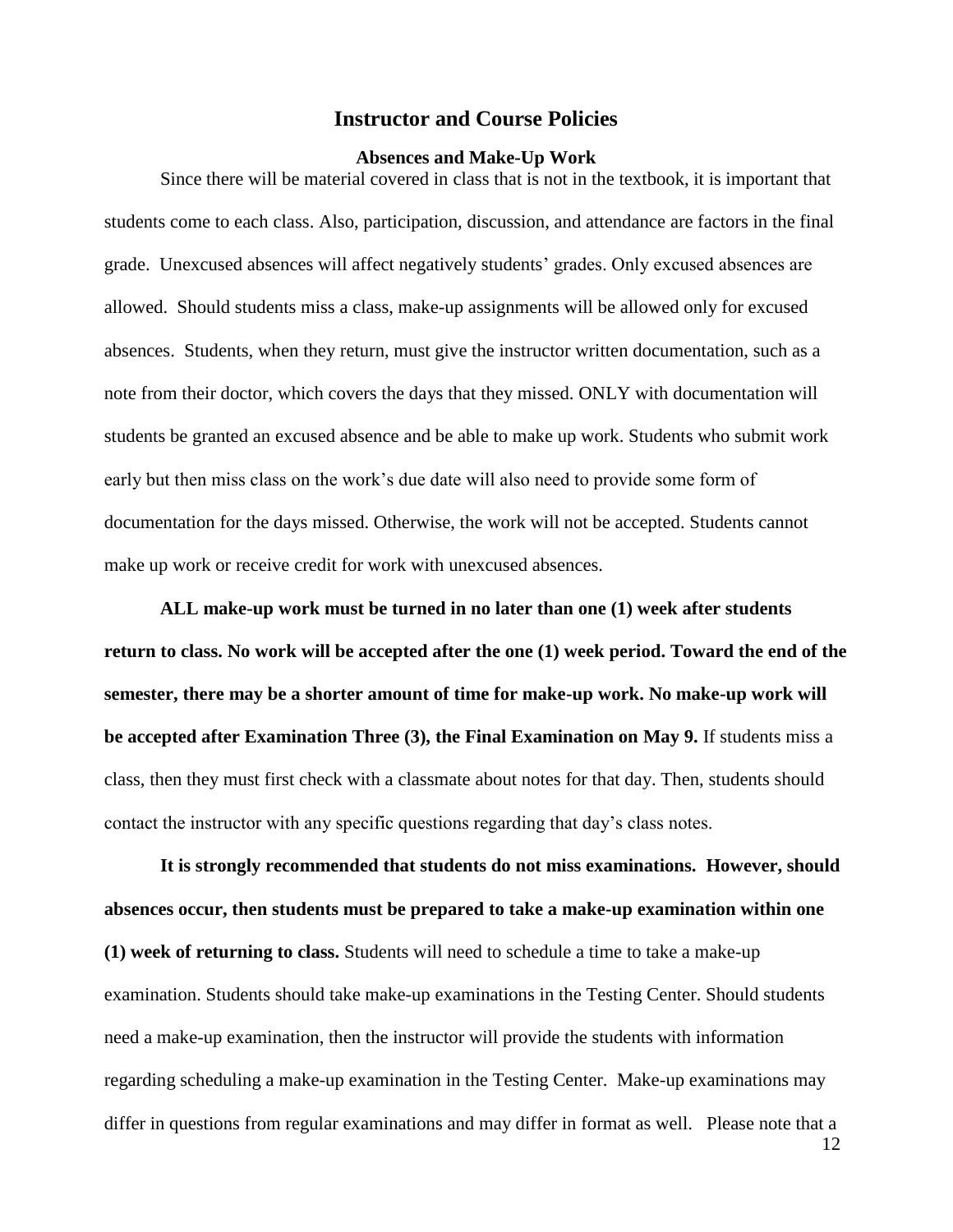## Instructor and Course Policies

### Absences and Make-Up Work

Since there will be material covered in class that is not in the textbook, it is important that students come to each class. Also, participation, discussion, and attendance are factors in the final grade. Unexcused absences will affect negatively students' grades. Only excused absences are allowed. Should students miss a class, make-up assignments will be allowed only for excused absences. Students, when they return, must give the instructor written documentation, such as a note from their doctor, which covers the days that they missed. ONLY with documentation will students be granted an excused absence and be able to make up work. Students who submit work early but then miss class on the work's due date will also need to provide some form of documentation for the days missed. Otherwise, the work will not be accepted. Students cannot make up work or receive credit for work with unexcused absences.

**ALL make-up work must be turned in no later than one (1) week after students return to class. No work will be accepted after the one (1) week period. Toward the end of the semester, there may be a shorter amount of time for make-up work. No make-up work will be accepted after Examination Three (3), the Final Examination on May 9.** If students miss a class, then they must first check with a classmate about notes for that day. Then, students should contact the instructor with any specific questions regarding that day's class notes.

**It is strongly recommended that students do not miss examinations. However, should absences occur, then students must be prepared to take a make-up examination within one (1) week of returning to class.** Students will need to schedule a time to take a make-up examination. Students should take make-up examinations in the Testing Center. Should students need a make-up examination, then the instructor will provide the students with information regarding scheduling a make-up examination in the Testing Center. Make-up examinations may differ in questions from regular examinations and may differ in format as well. Please note that a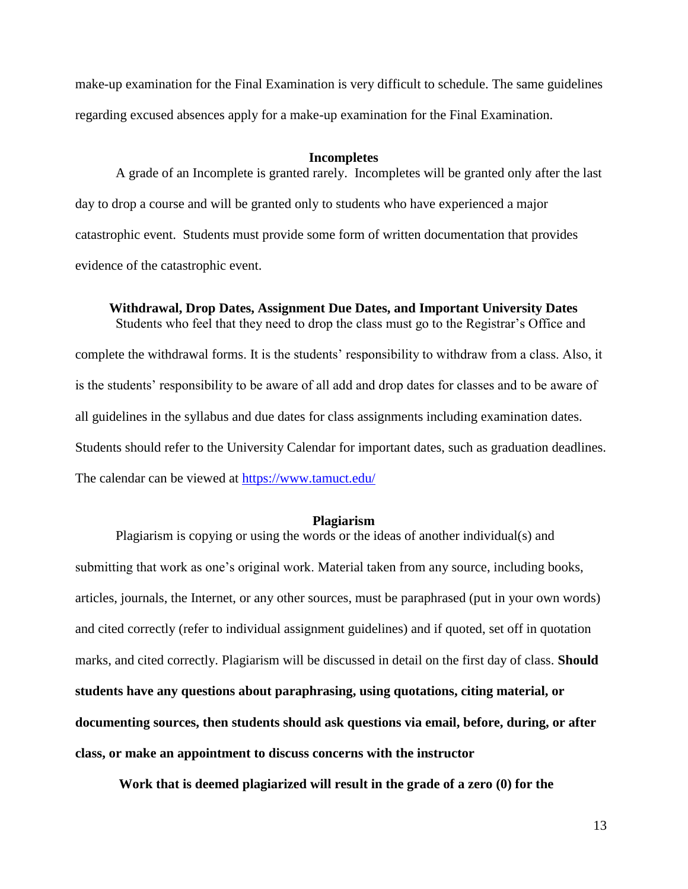make-up examination for the Final Examination is very difficult to schedule. The same guidelines regarding excused absences apply for a make-up examination for the Final Examination.

### Incompletes

A grade of an Incomplete is granted rarely. Incompletes will be granted only after the last day to drop a course and will be granted only to students who have experienced a major catastrophic event. Students must provide some form of written documentation that provides evidence of the catastrophic event.

### Withdrawal, Drop Dates, Assignment Due Dates, and Important University Dates

Students who feel that they need to drop the class must go to the Registrar's Office and complete the withdrawal forms. It is the students' responsibility to withdraw from a class. Also, it is the students' responsibility to be aware of all add and drop dates for classes and to be aware of all guidelines in the syllabus and due dates for class assignments including examination dates. Students should refer to the University Calendar for important dates, such as graduation deadlines. The calendar can be viewed at [https://www.tamuct.edu/](https://www.tamuct.edu/)

### Plagiarism

Plagiarism is copying or using the words or the ideas of another individual(s) and submitting that work as one's original work. Material taken from any source, including books, articles, journals, the Internet, or any other sources, must be paraphrased (put in your own words) and cited correctly (refer to individual assignment guidelines) and if quoted, set off in quotation marks, and cited correctly. Plagiarism will be discussed in detail on the first day of class. **Should students have any questions about paraphrasing, using quotations, citing material, or documenting sources, then students should ask questions via email, before, during, or after class, or make an appointment to discuss concerns with the instructor**

**Work that is deemed plagiarized will result in the grade of a zero (0) for the**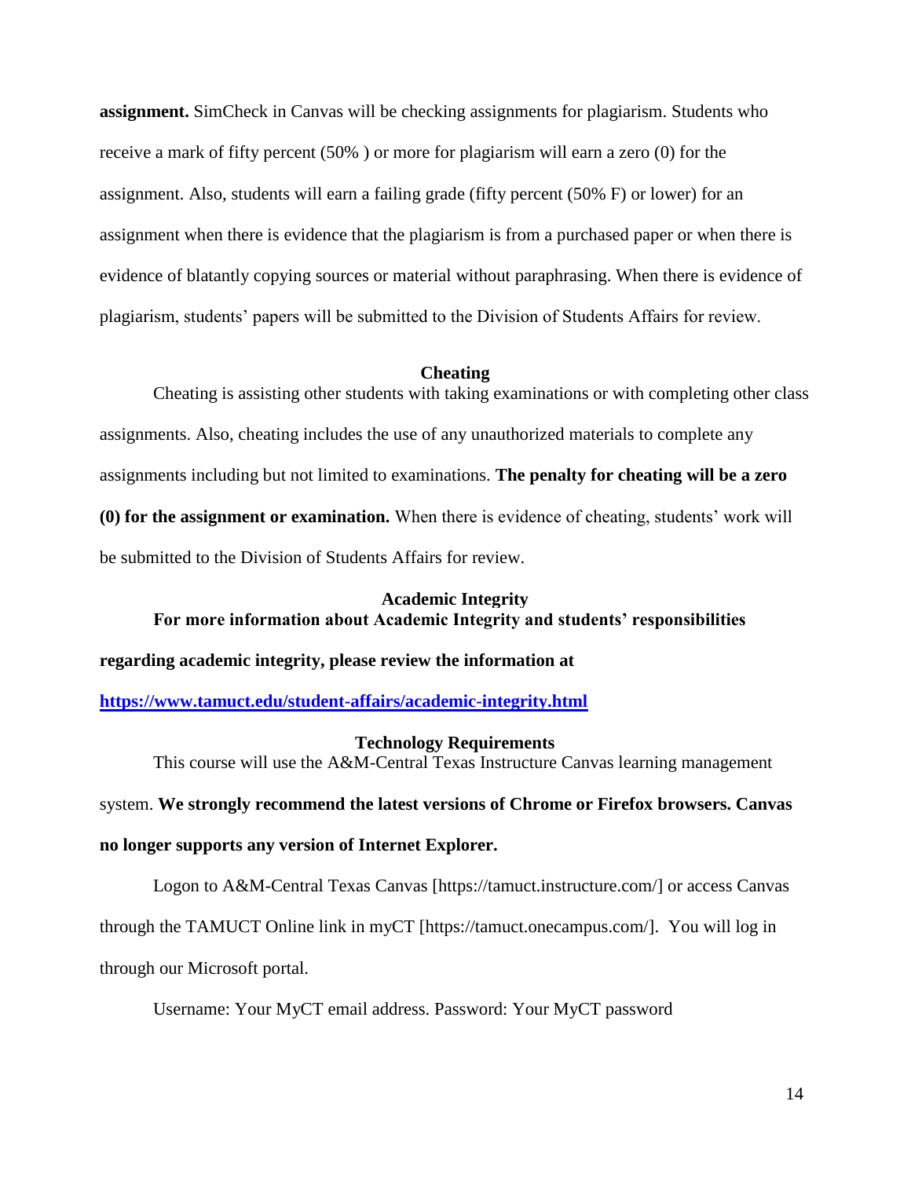**assignment.** SimCheck in Canvas will be checking assignments for plagiarism. Students who receive a mark of fifty percent (50% ) or more for plagiarism will earn a zero (0) for the assignment. Also, students will earn a failing grade (fifty percent (50% F) or lower) for an assignment when there is evidence that the plagiarism is from a purchased paper or when there is evidence of blatantly copying sources or material without paraphrasing. When there is evidence of plagiarism, students' papers will be submitted to the Division of Students Affairs for review.

### Cheating

Cheating is assisting other students with taking examinations or with completing other class assignments. Also, cheating includes the use of any unauthorized materials to complete any assignments including but not limited to examinations. **The penalty for cheating will be a zero (0) for the assignment or examination.** When there is evidence of cheating, students' work will be submitted to the Division of Students Affairs for review.

### Academic Integrity

**For more information about Academic Integrity and students' responsibilities regarding academic integrity, please review the information at [https://www.tamuct.edu/student-affairs/academic-integrity.html](https://www.tamuct.edu/student-affairs/academic-integrity.html)**

### Technology Requirements

This course will use the A&M-Central Texas Instructure Canvas learning management system. **We strongly recommend the latest versions of Chrome or Firefox browsers. Canvas no longer supports any version of Internet Explorer.**

Logon to A&M-Central Texas Canvas [https://tamuct.instructure.com/] or access Canvas through the TAMUCT Online link in myCT [https://tamuct.onecampus.com/]. You will log in through our Microsoft portal.

Username: Your MyCT email address. Password: Your MyCT password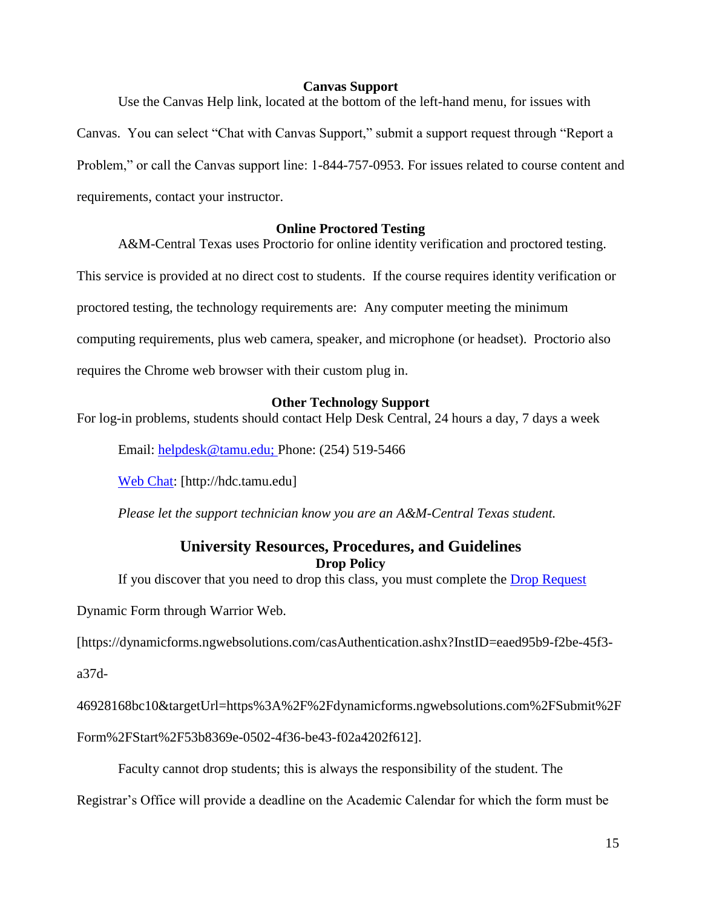### Canvas Support

Use the Canvas Help link, located at the bottom of the left-hand menu, for issues with Canvas. You can select "Chat with Canvas Support," submit a support request through "Report a Problem," or call the Canvas support line: 1-844-757-0953. For issues related to course content and requirements, contact your instructor.

### Online Proctored Testing

A&M-Central Texas uses Proctorio for online identity verification and proctored testing. This service is provided at no direct cost to students. If the course requires identity verification or proctored testing, the technology requirements are: Any computer meeting the minimum computing requirements, plus web camera, speaker, and microphone (or headset). Proctorio also requires the Chrome web browser with their custom plug in.

### Other Technology Support

For log-in problems, students should contact Help Desk Central, 24 hours a day, 7 days a week

Email: helpdesk@tamu.edu; Phone: (254) 519-5466

Web Chat: [http://hdc.tamu.edu]

*Please let the support technician know you are an A&M-Central Texas student.*

## University Resources, Procedures, and Guidelines

### Drop Policy

If you discover that you need to drop this class, you must complete the Drop Request Dynamic Form through Warrior Web.

[https://dynamicforms.ngwebsolutions.com/casAuthentication.ashx?InstID=eaed95b9-f2be-45f3-a37d-46928168bc10&targetUrl=https%3A%2F%2Fdynamicforms.ngwebsolutions.com%2FSubmit%2FForm%2FStart%2F53b8369e-0502-4f36-be43-f02a4202f612].

Faculty cannot drop students; this is always the responsibility of the student. The Registrar's Office will provide a deadline on the Academic Calendar for which the form must be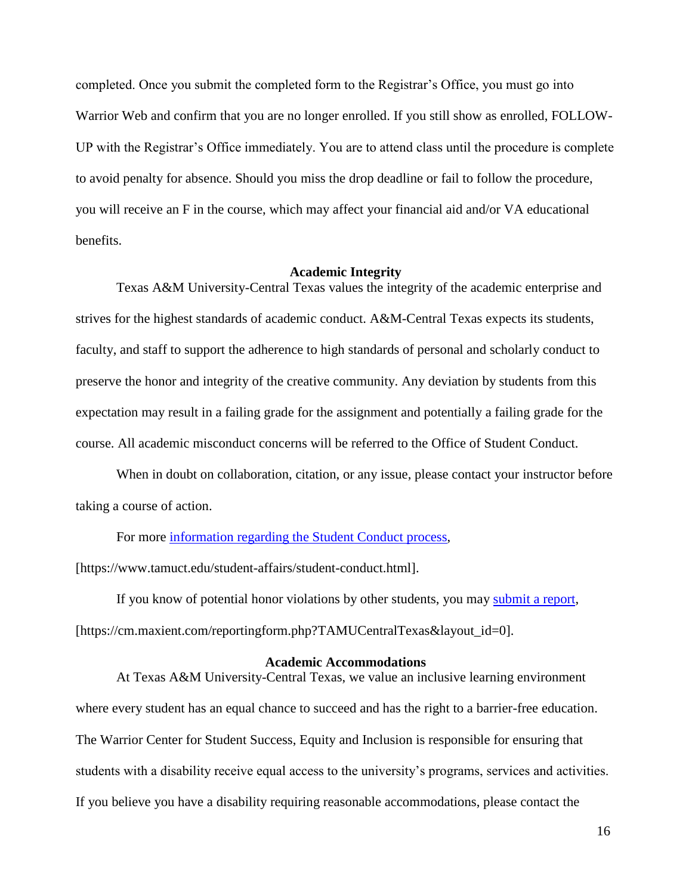completed. Once you submit the completed form to the Registrar's Office, you must go into Warrior Web and confirm that you are no longer enrolled. If you still show as enrolled, FOLLOW-UP with the Registrar's Office immediately. You are to attend class until the procedure is complete to avoid penalty for absence. Should you miss the drop deadline or fail to follow the procedure, you will receive an F in the course, which may affect your financial aid and/or VA educational benefits.

**Academic Integrity**

Texas A&M University-Central Texas values the integrity of the academic enterprise and strives for the highest standards of academic conduct. A&M-Central Texas expects its students, faculty, and staff to support the adherence to high standards of personal and scholarly conduct to preserve the honor and integrity of the creative community. Any deviation by students from this expectation may result in a failing grade for the assignment and potentially a failing grade for the course. All academic misconduct concerns will be referred to the Office of Student Conduct.

When in doubt on collaboration, citation, or any issue, please contact your instructor before taking a course of action.

For more [information regarding the Student Conduct process](https://www.tamuct.edu/student-affairs/student-conduct.html), [https://www.tamuct.edu/student-affairs/student-conduct.html].

If you know of potential honor violations by other students, you may [submit a report](https://cm.maxient.com/reportingform.php?TAMUCentralTexas&layout_id=0), [https://cm.maxient.com/reportingform.php?TAMUCentralTexas&layout_id=0].

**Academic Accommodations**

At Texas A&M University-Central Texas, we value an inclusive learning environment where every student has an equal chance to succeed and has the right to a barrier-free education. The Warrior Center for Student Success, Equity and Inclusion is responsible for ensuring that students with a disability receive equal access to the university's programs, services and activities. If you believe you have a disability requiring reasonable accommodations, please contact the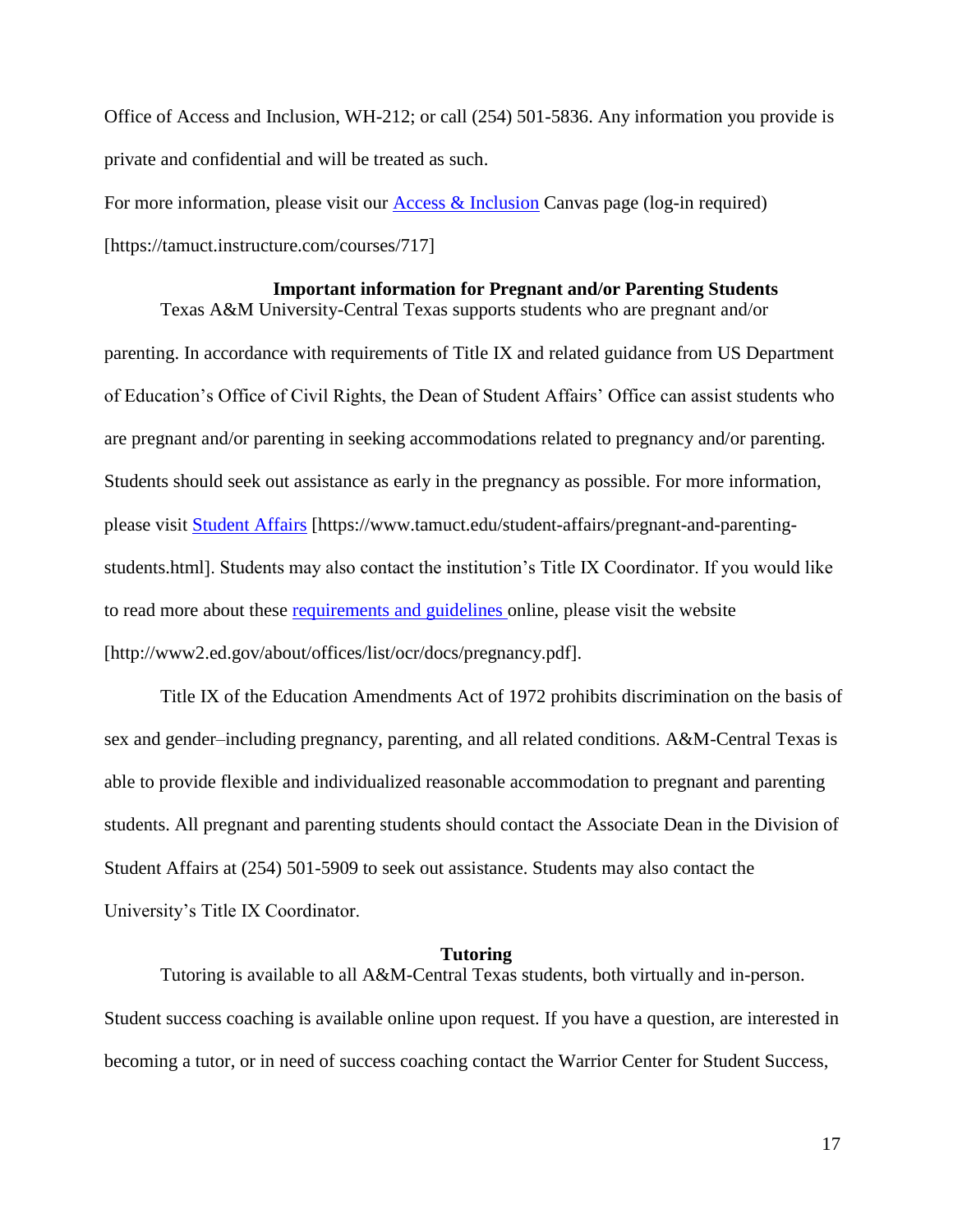Office of Access and Inclusion, WH-212; or call (254) 501-5836. Any information you provide is private and confidential and will be treated as such.

For more information, please visit our Access & Inclusion Canvas page (log-in required) [https://tamuct.instructure.com/courses/717]

### Important information for Pregnant and/or Parenting Students

Texas A&M University-Central Texas supports students who are pregnant and/or parenting. In accordance with requirements of Title IX and related guidance from US Department of Education's Office of Civil Rights, the Dean of Student Affairs' Office can assist students who are pregnant and/or parenting in seeking accommodations related to pregnancy and/or parenting. Students should seek out assistance as early in the pregnancy as possible. For more information, please visit Student Affairs [https://www.tamuct.edu/student-affairs/pregnant-and-parenting-students.html]. Students may also contact the institution's Title IX Coordinator. If you would like to read more about these requirements and guidelines online, please visit the website [http://www2.ed.gov/about/offices/list/ocr/docs/pregnancy.pdf].

Title IX of the Education Amendments Act of 1972 prohibits discrimination on the basis of sex and gender–including pregnancy, parenting, and all related conditions. A&M-Central Texas is able to provide flexible and individualized reasonable accommodation to pregnant and parenting students. All pregnant and parenting students should contact the Associate Dean in the Division of Student Affairs at (254) 501-5909 to seek out assistance. Students may also contact the University's Title IX Coordinator.

### Tutoring

Tutoring is available to all A&M-Central Texas students, both virtually and in-person. Student success coaching is available online upon request. If you have a question, are interested in becoming a tutor, or in need of success coaching contact the Warrior Center for Student Success,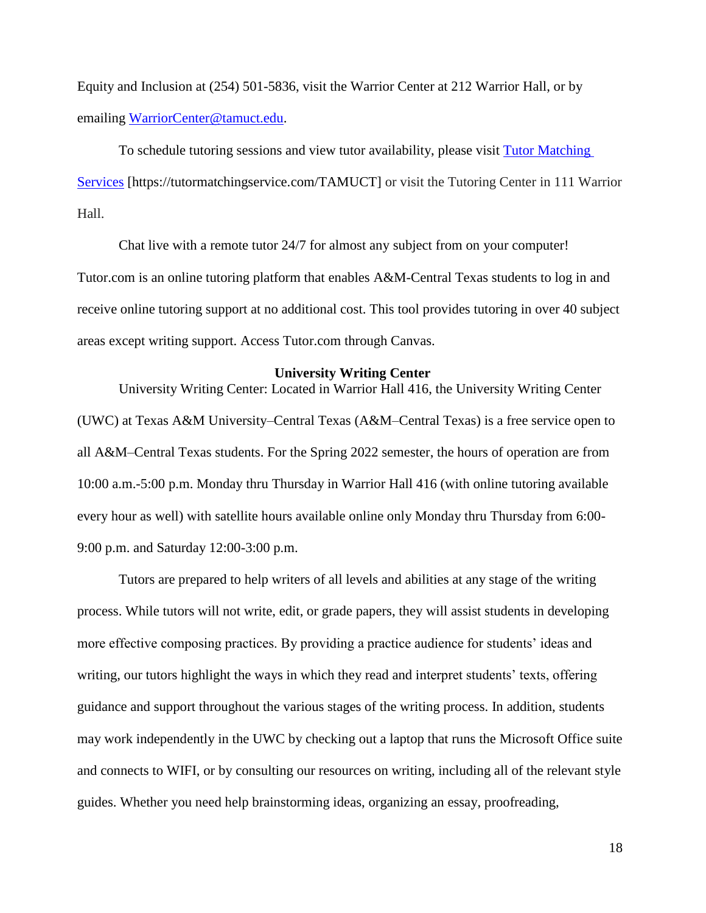Equity and Inclusion at (254) 501-5836, visit the Warrior Center at 212 Warrior Hall, or by emailing [WarriorCenter@tamuct.edu](mailto:WarriorCenter@tamuct.edu).

To schedule tutoring sessions and view tutor availability, please visit [Tutor Matching Services](https://tutormatchingservice.com/TAMUCT) [https://tutormatchingservice.com/TAMUCT] or visit the Tutoring Center in 111 Warrior Hall.

Chat live with a remote tutor 24/7 for almost any subject from on your computer! Tutor.com is an online tutoring platform that enables A&M-Central Texas students to log in and receive online tutoring support at no additional cost. This tool provides tutoring in over 40 subject areas except writing support. Access Tutor.com through Canvas.

**University Writing Center**

University Writing Center: Located in Warrior Hall 416, the University Writing Center (UWC) at Texas A&M University–Central Texas (A&M–Central Texas) is a free service open to all A&M–Central Texas students. For the Spring 2022 semester, the hours of operation are from 10:00 a.m.-5:00 p.m. Monday thru Thursday in Warrior Hall 416 (with online tutoring available every hour as well) with satellite hours available online only Monday thru Thursday from 6:00-9:00 p.m. and Saturday 12:00-3:00 p.m.

Tutors are prepared to help writers of all levels and abilities at any stage of the writing process. While tutors will not write, edit, or grade papers, they will assist students in developing more effective composing practices. By providing a practice audience for students' ideas and writing, our tutors highlight the ways in which they read and interpret students' texts, offering guidance and support throughout the various stages of the writing process. In addition, students may work independently in the UWC by checking out a laptop that runs the Microsoft Office suite and connects to WIFI, or by consulting our resources on writing, including all of the relevant style guides. Whether you need help brainstorming ideas, organizing an essay, proofreading,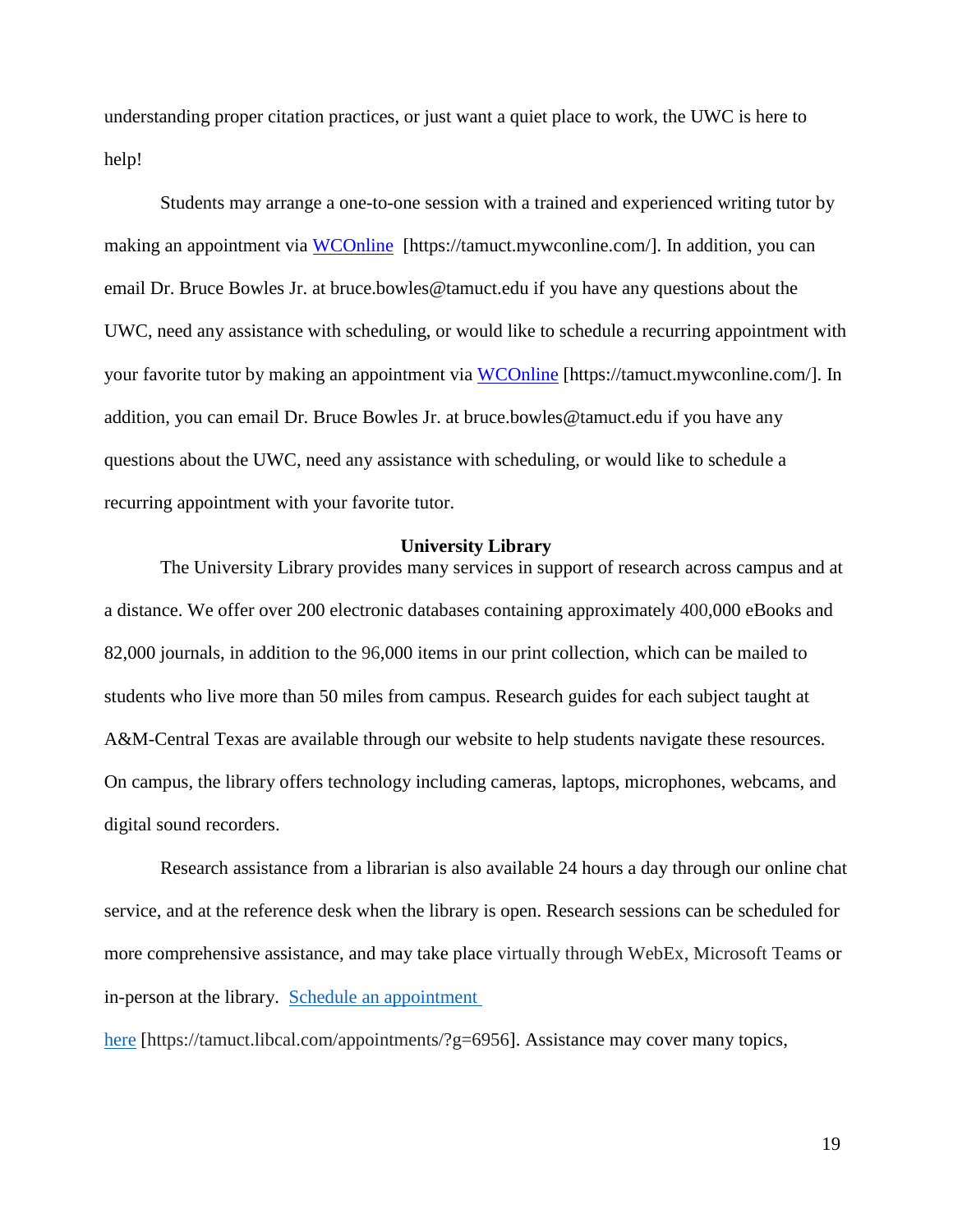understanding proper citation practices, or just want a quiet place to work, the UWC is here to help!

Students may arrange a one-to-one session with a trained and experienced writing tutor by making an appointment via WCOnline [https://tamuct.mywconline.com/]. In addition, you can email Dr. Bruce Bowles Jr. at bruce.bowles@tamuct.edu if you have any questions about the UWC, need any assistance with scheduling, or would like to schedule a recurring appointment with your favorite tutor by making an appointment via WCOnline [https://tamuct.mywconline.com/]. In addition, you can email Dr. Bruce Bowles Jr. at bruce.bowles@tamuct.edu if you have any questions about the UWC, need any assistance with scheduling, or would like to schedule a recurring appointment with your favorite tutor.

**University Library**

The University Library provides many services in support of research across campus and at a distance. We offer over 200 electronic databases containing approximately 400,000 eBooks and 82,000 journals, in addition to the 96,000 items in our print collection, which can be mailed to students who live more than 50 miles from campus. Research guides for each subject taught at A&M-Central Texas are available through our website to help students navigate these resources. On campus, the library offers technology including cameras, laptops, microphones, webcams, and digital sound recorders.

Research assistance from a librarian is also available 24 hours a day through our online chat service, and at the reference desk when the library is open. Research sessions can be scheduled for more comprehensive assistance, and may take place virtually through WebEx, Microsoft Teams or in-person at the library. Schedule an appointment here [https://tamuct.libcal.com/appointments/?g=6956]. Assistance may cover many topics,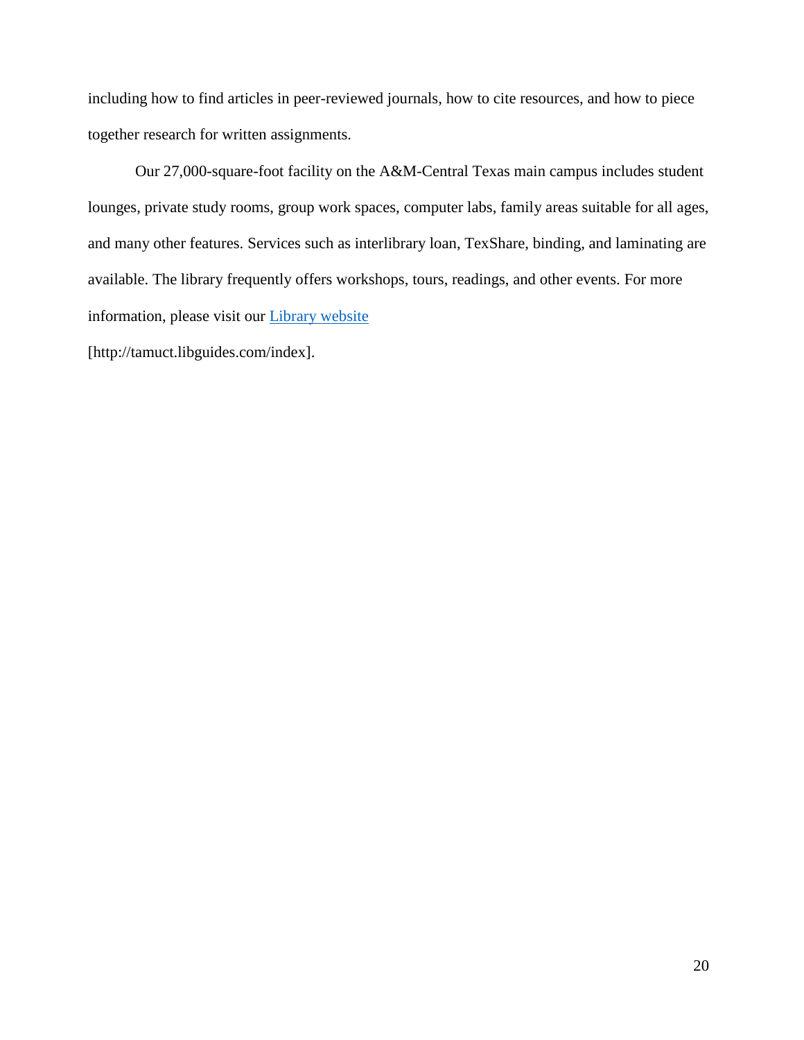including how to find articles in peer-reviewed journals, how to cite resources, and how to piece together research for written assignments.

Our 27,000-square-foot facility on the A&M-Central Texas main campus includes student lounges, private study rooms, group work spaces, computer labs, family areas suitable for all ages, and many other features. Services such as interlibrary loan, TexShare, binding, and laminating are available. The library frequently offers workshops, tours, readings, and other events. For more information, please visit our Library website [http://tamuct.libguides.com/index].